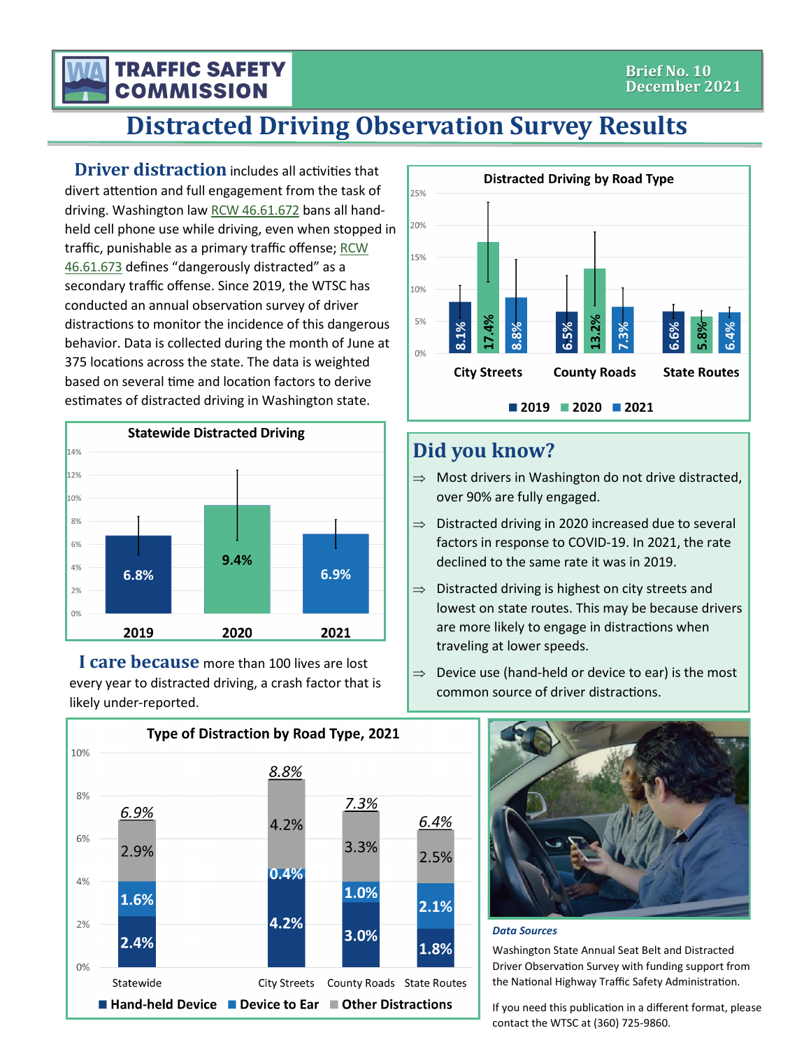TRAFFIC SAFETY COMMISSION

Brief No. 10
December 2021

# Distracted Driving Observation Survey Results

**Driver distraction** includes all activities that divert attention and full engagement from the task of driving. Washington law RCW 46.61.672 bans all hand-held cell phone use while driving, even when stopped in traffic, punishable as a primary traffic offense; RCW 46.61.673 defines "dangerously distracted" as a secondary traffic offense. Since 2019, the WTSC has conducted an annual observation survey of driver distractions to monitor the incidence of this dangerous behavior. Data is collected during the month of June at 375 locations across the state. The data is weighted based on several time and location factors to derive estimates of distracted driving in Washington state.

**Statewide Distracted Driving**

| Year | Rate |
|---|---|
| 2019 | 6.8% |
| 2020 | 9.4% |
| 2021 | 6.9% |

**I care because** more than 100 lives are lost every year to distracted driving, a crash factor that is likely under-reported.

**Distracted Driving by Road Type**

| Road Type | 2019 | 2020 | 2021 |
|---|---|---|---|
| City Streets | 8.1% | 17.4% | 8.8% |
| County Roads | 6.5% | 13.2% | 7.3% |
| State Routes | 6.6% | 5.8% | 6.4% |

## Did you know?

⇒ Most drivers in Washington do not drive distracted, over 90% are fully engaged.

⇒ Distracted driving in 2020 increased due to several factors in response to COVID-19. In 2021, the rate declined to the same rate it was in 2019.

⇒ Distracted driving is highest on city streets and lowest on state routes. This may be because drivers are more likely to engage in distractions when traveling at lower speeds.

⇒ Device use (hand-held or device to ear) is the most common source of driver distractions.

**Type of Distraction by Road Type, 2021**

| | Statewide | City Streets | County Roads | State Routes |
|---|---|---|---|---|
| Hand-held Device | 2.4% | 4.2% | 3.0% | 1.8% |
| Device to Ear | 1.6% | 0.4% | 1.0% | 2.1% |
| Other Distractions | 2.9% | 4.2% | 3.3% | 2.5% |
| Total | 6.9% | 8.8% | 7.3% | 6.4% |

***Data Sources***

Washington State Annual Seat Belt and Distracted Driver Observation Survey with funding support from the National Highway Traffic Safety Administration.

If you need this publication in a different format, please contact the WTSC at (360) 725-9860.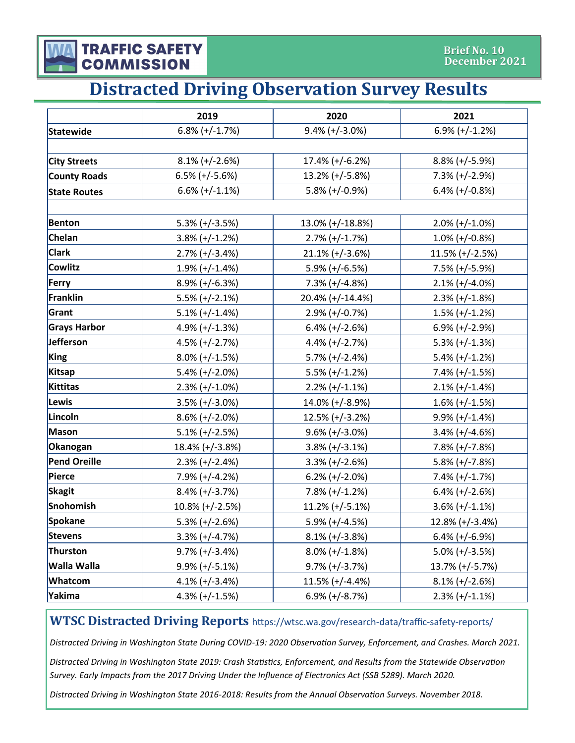**TRAFFIC SAFETY COMMISSION**

**Brief No. 10**
**December 2021**

# Distracted Driving Observation Survey Results

| | 2019 | 2020 | 2021 |
|---|---|---|---|
| **Statewide** | 6.8% (+/-1.7%) | 9.4% (+/-3.0%) | 6.9% (+/-1.2%) |
| | | | |
| **City Streets** | 8.1% (+/-2.6%) | 17.4% (+/-6.2%) | 8.8% (+/-5.9%) |
| **County Roads** | 6.5% (+/-5.6%) | 13.2% (+/-5.8%) | 7.3% (+/-2.9%) |
| **State Routes** | 6.6% (+/-1.1%) | 5.8% (+/-0.9%) | 6.4% (+/-0.8%) |
| | | | |
| **Benton** | 5.3% (+/-3.5%) | 13.0% (+/-18.8%) | 2.0% (+/-1.0%) |
| **Chelan** | 3.8% (+/-1.2%) | 2.7% (+/-1.7%) | 1.0% (+/-0.8%) |
| **Clark** | 2.7% (+/-3.4%) | 21.1% (+/-3.6%) | 11.5% (+/-2.5%) |
| **Cowlitz** | 1.9% (+/-1.4%) | 5.9% (+/-6.5%) | 7.5% (+/-5.9%) |
| **Ferry** | 8.9% (+/-6.3%) | 7.3% (+/-4.8%) | 2.1% (+/-4.0%) |
| **Franklin** | 5.5% (+/-2.1%) | 20.4% (+/-14.4%) | 2.3% (+/-1.8%) |
| **Grant** | 5.1% (+/-1.4%) | 2.9% (+/-0.7%) | 1.5% (+/-1.2%) |
| **Grays Harbor** | 4.9% (+/-1.3%) | 6.4% (+/-2.6%) | 6.9% (+/-2.9%) |
| **Jefferson** | 4.5% (+/-2.7%) | 4.4% (+/-2.7%) | 5.3% (+/-1.3%) |
| **King** | 8.0% (+/-1.5%) | 5.7% (+/-2.4%) | 5.4% (+/-1.2%) |
| **Kitsap** | 5.4% (+/-2.0%) | 5.5% (+/-1.2%) | 7.4% (+/-1.5%) |
| **Kittitas** | 2.3% (+/-1.0%) | 2.2% (+/-1.1%) | 2.1% (+/-1.4%) |
| **Lewis** | 3.5% (+/-3.0%) | 14.0% (+/-8.9%) | 1.6% (+/-1.5%) |
| **Lincoln** | 8.6% (+/-2.0%) | 12.5% (+/-3.2%) | 9.9% (+/-1.4%) |
| **Mason** | 5.1% (+/-2.5%) | 9.6% (+/-3.0%) | 3.4% (+/-4.6%) |
| **Okanogan** | 18.4% (+/-3.8%) | 3.8% (+/-3.1%) | 7.8% (+/-7.8%) |
| **Pend Oreille** | 2.3% (+/-2.4%) | 3.3% (+/-2.6%) | 5.8% (+/-7.8%) |
| **Pierce** | 7.9% (+/-4.2%) | 6.2% (+/-2.0%) | 7.4% (+/-1.7%) |
| **Skagit** | 8.4% (+/-3.7%) | 7.8% (+/-1.2%) | 6.4% (+/-2.6%) |
| **Snohomish** | 10.8% (+/-2.5%) | 11.2% (+/-5.1%) | 3.6% (+/-1.1%) |
| **Spokane** | 5.3% (+/-2.6%) | 5.9% (+/-4.5%) | 12.8% (+/-3.4%) |
| **Stevens** | 3.3% (+/-4.7%) | 8.1% (+/-3.8%) | 6.4% (+/-6.9%) |
| **Thurston** | 9.7% (+/-3.4%) | 8.0% (+/-1.8%) | 5.0% (+/-3.5%) |
| **Walla Walla** | 9.9% (+/-5.1%) | 9.7% (+/-3.7%) | 13.7% (+/-5.7%) |
| **Whatcom** | 4.1% (+/-3.4%) | 11.5% (+/-4.4%) | 8.1% (+/-2.6%) |
| **Yakima** | 4.3% (+/-1.5%) | 6.9% (+/-8.7%) | 2.3% (+/-1.1%) |

## WTSC Distracted Driving Reports https://wtsc.wa.gov/research-data/traffic-safety-reports/

*Distracted Driving in Washington State During COVID-19: 2020 Observation Survey, Enforcement, and Crashes. March 2021.*

*Distracted Driving in Washington State 2019: Crash Statistics, Enforcement, and Results from the Statewide Observation Survey. Early Impacts from the 2017 Driving Under the Influence of Electronics Act (SSB 5289). March 2020.*

*Distracted Driving in Washington State 2016-2018: Results from the Annual Observation Surveys. November 2018.*